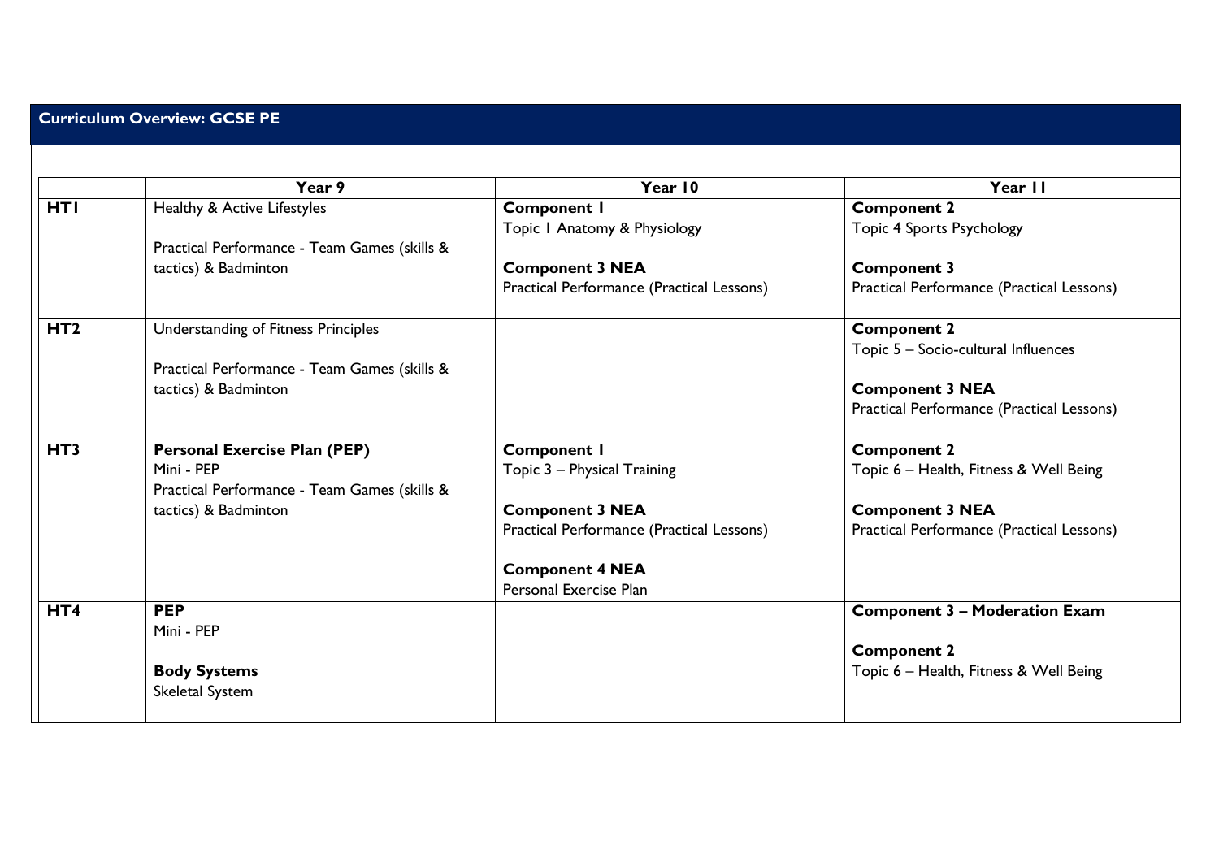## Curriculum Overview: GCSE PE

| | Year 9 | Year 10 | Year 11 |
|---|---|---|---|
| **HT1** | Healthy & Active Lifestyles<br><br>Practical Performance - Team Games (skills & tactics) & Badminton | **Component 1**<br>Topic 1 Anatomy & Physiology<br><br>**Component 3 NEA**<br>Practical Performance (Practical Lessons) | **Component 2**<br>Topic 4 Sports Psychology<br><br>**Component 3**<br>Practical Performance (Practical Lessons) |
| **HT2** | Understanding of Fitness Principles<br><br>Practical Performance - Team Games (skills & tactics) & Badminton | | **Component 2**<br>Topic 5 – Socio-cultural Influences<br><br>**Component 3 NEA**<br>Practical Performance (Practical Lessons) |
| **HT3** | **Personal Exercise Plan (PEP)**<br>Mini - PEP<br>Practical Performance - Team Games (skills & tactics) & Badminton | **Component 1**<br>Topic 3 – Physical Training<br><br>**Component 3 NEA**<br>Practical Performance (Practical Lessons)<br><br>**Component 4 NEA**<br>Personal Exercise Plan | **Component 2**<br>Topic 6 – Health, Fitness & Well Being<br><br>**Component 3 NEA**<br>Practical Performance (Practical Lessons) |
| **HT4** | **PEP**<br>Mini - PEP<br><br>**Body Systems**<br>Skeletal System | | **Component 3 – Moderation Exam**<br><br>**Component 2**<br>Topic 6 – Health, Fitness & Well Being |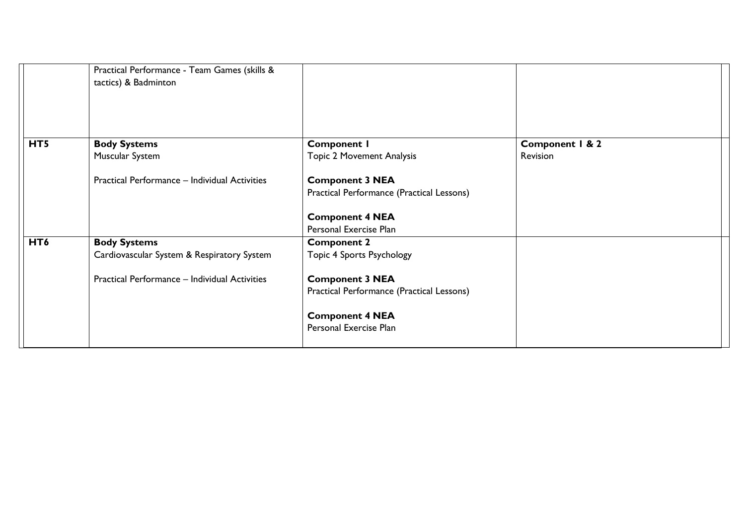| | | | |
|---|---|---|---|
| | Practical Performance - Team Games (skills & tactics) & Badminton | | |
| **HT5** | **Body Systems**<br>Muscular System<br><br>Practical Performance – Individual Activities | **Component 1**<br>Topic 2 Movement Analysis<br><br>**Component 3 NEA**<br>Practical Performance (Practical Lessons)<br><br>**Component 4 NEA**<br>Personal Exercise Plan | **Component 1 & 2**<br>Revision |
| **HT6** | **Body Systems**<br>Cardiovascular System & Respiratory System<br><br>Practical Performance – Individual Activities | **Component 2**<br>Topic 4 Sports Psychology<br><br>**Component 3 NEA**<br>Practical Performance (Practical Lessons)<br><br>**Component 4 NEA**<br>Personal Exercise Plan | |